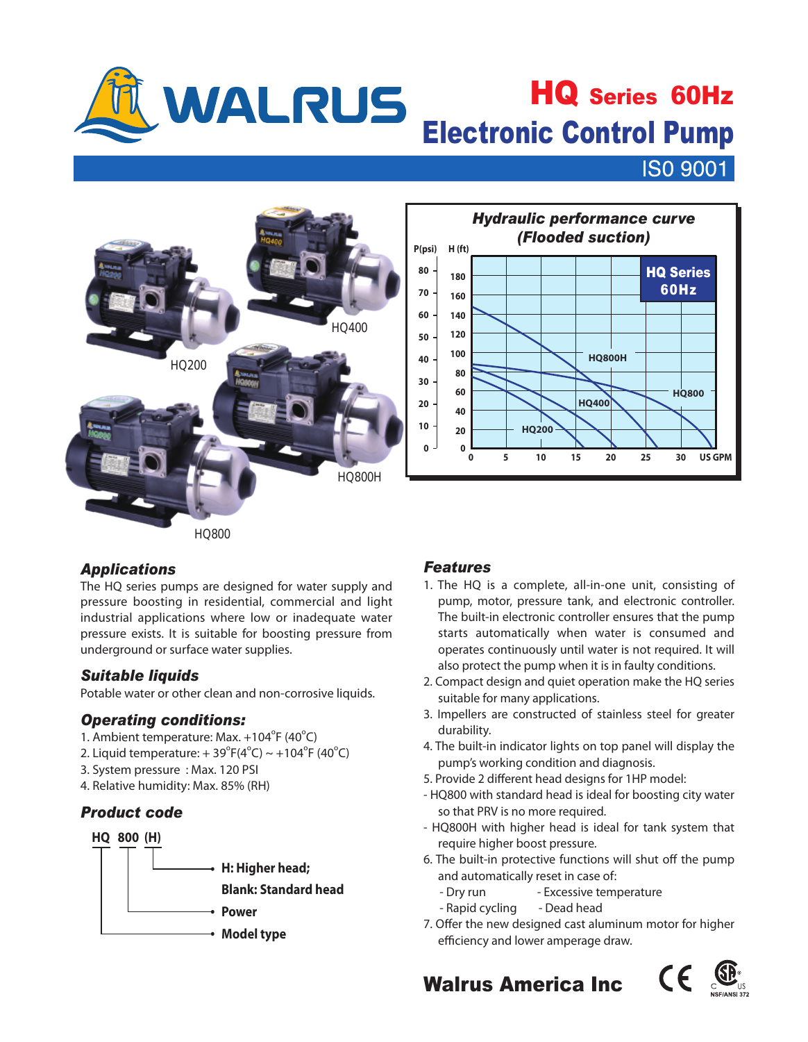# WALRUS

# HQ Series 60Hz Electronic Control Pump

ISO 9001

HQ400

HQ200

HQ800H

HQ800

**Hydraulic performance curve (Flooded suction)**

HQ Series 60Hz

P(psi): 0, 10, 20, 30, 40, 50, 60, 70, 80
H (ft): 0, 20, 40, 60, 80, 100, 120, 140, 160, 180
US GPM: 0, 5, 10, 15, 20, 25, 30

HQ800H, HQ800, HQ400, HQ200

## Applications

The HQ series pumps are designed for water supply and pressure boosting in residential, commercial and light industrial applications where low or inadequate water pressure exists. It is suitable for boosting pressure from underground or surface water supplies.

## Suitable liquids

Potable water or other clean and non-corrosive liquids.

## Operating conditions:

1. Ambient temperature: Max. +104°F (40°C)
2. Liquid temperature: + 39°F(4°C) ~ +104°F (40°C)
3. System pressure : Max. 120 PSI
4. Relative humidity: Max. 85% (RH)

## Product code

**HQ 800 (H)**

- **(H) – H: Higher head; Blank: Standard head**
- **800 – Power**
- **HQ – Model type**

## Features

1. The HQ is a complete, all-in-one unit, consisting of pump, motor, pressure tank, and electronic controller. The built-in electronic controller ensures that the pump starts automatically when water is consumed and operates continuously until water is not required. It will also protect the pump when it is in faulty conditions.
2. Compact design and quiet operation make the HQ series suitable for many applications.
3. Impellers are constructed of stainless steel for greater durability.
4. The built-in indicator lights on top panel will display the pump's working condition and diagnosis.
5. Provide 2 different head designs for 1HP model:
   - HQ800 with standard head is ideal for boosting city water so that PRV is no more required.
   - HQ800H with higher head is ideal for tank system that require higher boost pressure.
6. The built-in protective functions will shut off the pump and automatically reset in case of:
   - Dry run
   - Excessive temperature
   - Rapid cycling
   - Dead head
7. Offer the new designed cast aluminum motor for higher efficiency and lower amperage draw.

**Walrus America Inc**

CE  C US  NSF/ANSI 372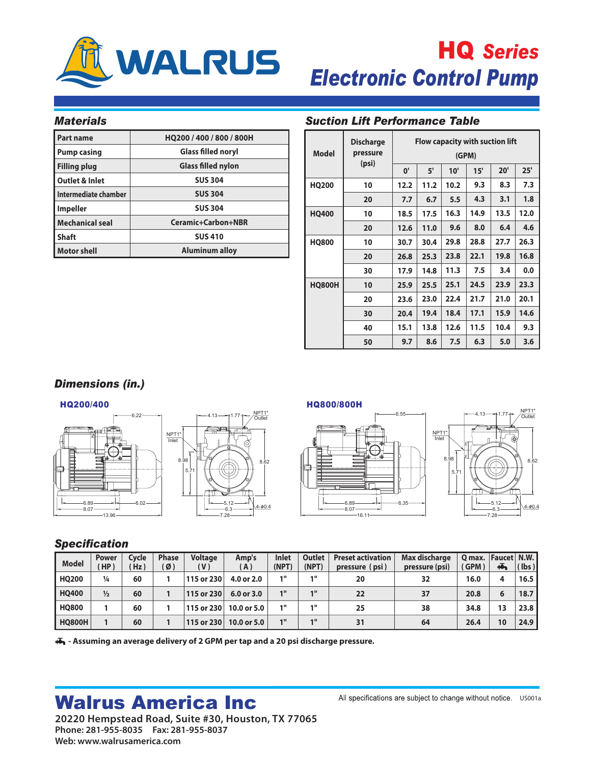# WALRUS

# HQ Series
# Electronic Control Pump

## Materials

| Part name | HQ200 / 400 / 800 / 800H |
|---|---|
| Pump casing | Glass filled noryl |
| Filling plug | Glass filled nylon |
| Outlet & Inlet | SUS 304 |
| Intermediate chamber | SUS 304 |
| Impeller | SUS 304 |
| Mechanical seal | Ceramic+Carbon+NBR |
| Shaft | SUS 410 |
| Motor shell | Aluminum alloy |

## Suction Lift Performance Table

| Model | Discharge pressure (psi) | Flow capacity with suction lift (GPM) | | | | | |
|---|---|---|---|---|---|---|---|
| | | 0' | 5' | 10' | 15' | 20' | 25' |
| HQ200 | 10 | 12.2 | 11.2 | 10.2 | 9.3 | 8.3 | 7.3 |
| | 20 | 7.7 | 6.7 | 5.5 | 4.3 | 3.1 | 1.8 |
| HQ400 | 10 | 18.5 | 17.5 | 16.3 | 14.9 | 13.5 | 12.0 |
| | 20 | 12.6 | 11.0 | 9.6 | 8.0 | 6.4 | 4.6 |
| HQ800 | 10 | 30.7 | 30.4 | 29.8 | 28.8 | 27.7 | 26.3 |
| | 20 | 26.8 | 25.3 | 23.8 | 22.1 | 19.8 | 16.8 |
| | 30 | 17.9 | 14.8 | 11.3 | 7.5 | 3.4 | 0.0 |
| HQ800H | 10 | 25.9 | 25.5 | 25.1 | 24.5 | 23.9 | 23.3 |
| | 20 | 23.6 | 23.0 | 22.4 | 21.7 | 21.0 | 20.1 |
| | 30 | 20.4 | 19.4 | 18.4 | 17.1 | 15.9 | 14.6 |
| | 40 | 15.1 | 13.8 | 12.6 | 11.5 | 10.4 | 9.3 |
| | 50 | 9.7 | 8.6 | 7.5 | 6.3 | 5.0 | 3.6 |

## Dimensions (in.)

**HQ200/400**

6.22
6.89
8.07
6.02
13.96
NPT1" Inlet
NPT1" Outlet
4.13
1.77
8.98
5.71
8.62
5.12
6.3
7.28
4-ø0.4

**HQ800/800H**

6.55
6.89
8.07
6.35
16.11
NPT1" Inlet
NPT1" Outlet
4.13
1.77
8.98
5.71
8.62
5.12
6.3
7.28
4-ø0.4

## Specification

| Model | Power (HP) | Cycle (Hz) | Phase (Ø) | Voltage (V) | Amp's (A) | Inlet (NPT) | Outlet (NPT) | Preset activation pressure (psi) | Max discharge pressure (psi) | Q max. (GPM) | Faucet | N.W. (lbs) |
|---|---|---|---|---|---|---|---|---|---|---|---|---|
| HQ200 | ¼ | 60 | 1 | 115 or 230 | 4.0 or 2.0 | 1" | 1" | 20 | 32 | 16.0 | 4 | 16.5 |
| HQ400 | ½ | 60 | 1 | 115 or 230 | 6.0 or 3.0 | 1" | 1" | 22 | 37 | 20.8 | 6 | 18.7 |
| HQ800 | 1 | 60 | 1 | 115 or 230 | 10.0 or 5.0 | 1" | 1" | 25 | 38 | 34.8 | 13 | 23.8 |
| HQ800H | 1 | 60 | 1 | 115 or 230 | 10.0 or 5.0 | 1" | 1" | 31 | 64 | 26.4 | 10 | 24.9 |

**Faucet - Assuming an average delivery of 2 GPM per tap and a 20 psi discharge pressure.**

All specifications are subject to change without notice. US001a

# Walrus America Inc

**20220 Hempstead Road, Suite #30, Houston, TX 77065**
**Phone: 281-955-8035 Fax: 281-955-8037**
**Web: www.walrusamerica.com**